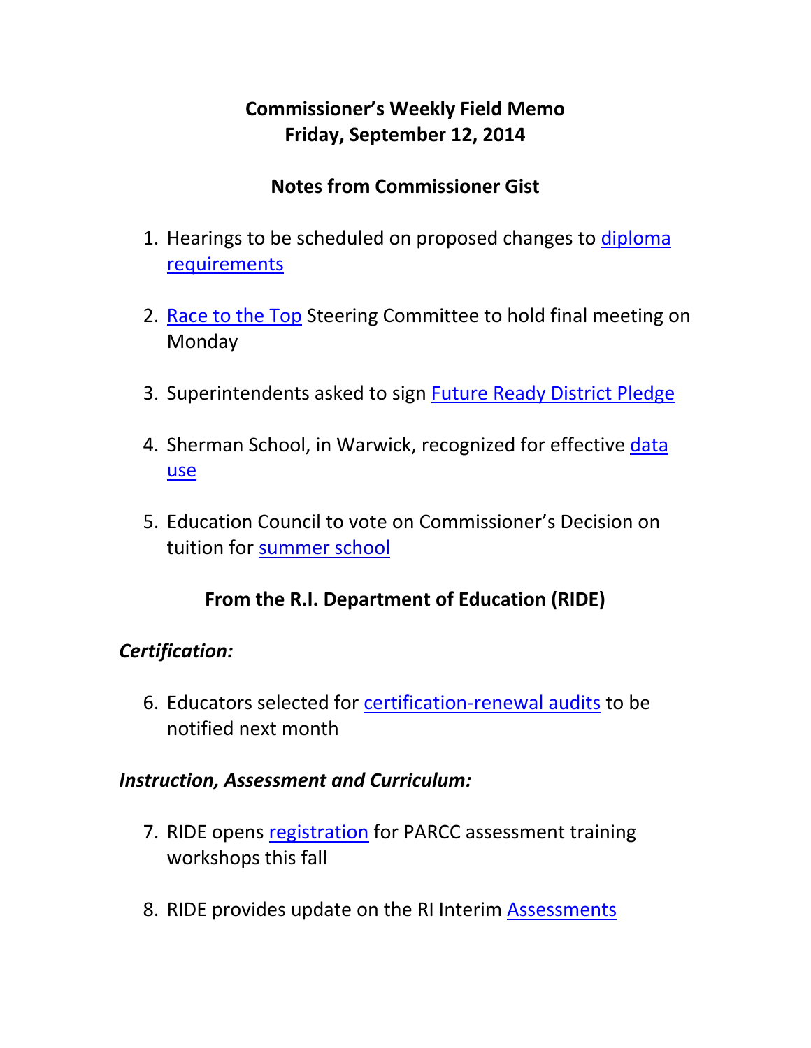# Commissioner's Weekly Field Memo
# Friday, September 12, 2014

## Notes from Commissioner Gist

1. Hearings to be scheduled on proposed changes to diploma requirements

2. Race to the Top Steering Committee to hold final meeting on Monday

3. Superintendents asked to sign Future Ready District Pledge

4. Sherman School, in Warwick, recognized for effective data use

5. Education Council to vote on Commissioner's Decision on tuition for summer school

## From the R.I. Department of Education (RIDE)

### *Certification:*

6. Educators selected for certification-renewal audits to be notified next month

### *Instruction, Assessment and Curriculum:*

7. RIDE opens registration for PARCC assessment training workshops this fall

8. RIDE provides update on the RI Interim Assessments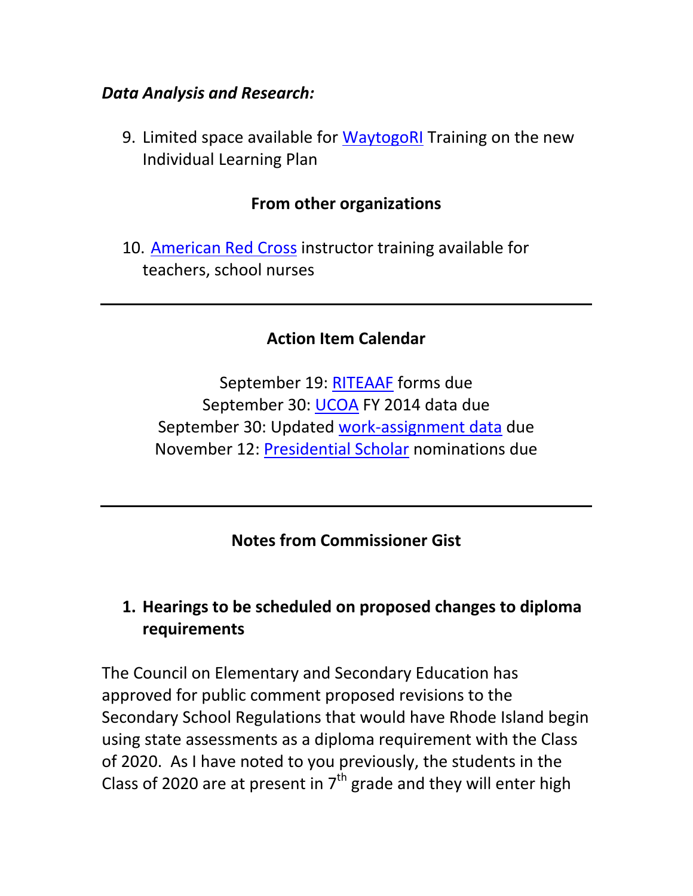*Data Analysis and Research:*

9. Limited space available for WaytogoRI Training on the new Individual Learning Plan

**From other organizations**

10. American Red Cross instructor training available for teachers, school nurses

---

**Action Item Calendar**

September 19: RITEAAF forms due
September 30: UCOA FY 2014 data due
September 30: Updated work-assignment data due
November 12: Presidential Scholar nominations due

---

**Notes from Commissioner Gist**

1. **Hearings to be scheduled on proposed changes to diploma requirements**

The Council on Elementary and Secondary Education has approved for public comment proposed revisions to the Secondary School Regulations that would have Rhode Island begin using state assessments as a diploma requirement with the Class of 2020. As I have noted to you previously, the students in the Class of 2020 are at present in 7th grade and they will enter high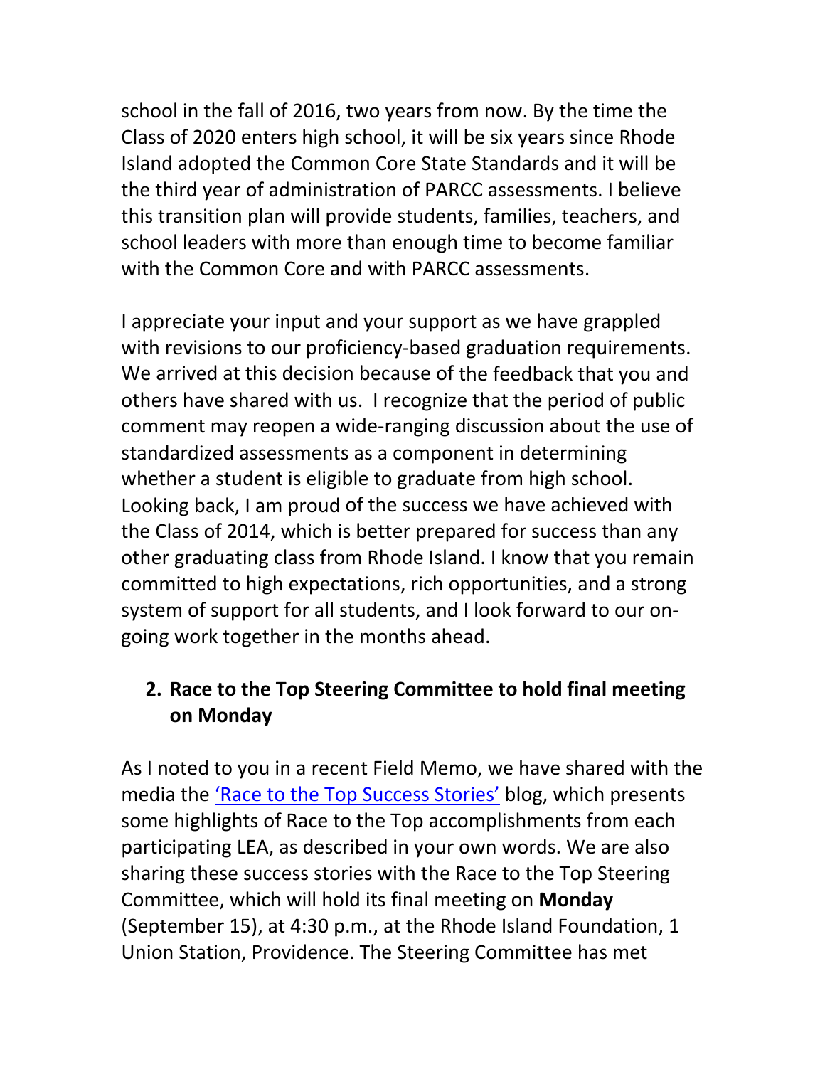school in the fall of 2016, two years from now. By the time the Class of 2020 enters high school, it will be six years since Rhode Island adopted the Common Core State Standards and it will be the third year of administration of PARCC assessments. I believe this transition plan will provide students, families, teachers, and school leaders with more than enough time to become familiar with the Common Core and with PARCC assessments.

I appreciate your input and your support as we have grappled with revisions to our proficiency-based graduation requirements. We arrived at this decision because of the feedback that you and others have shared with us. I recognize that the period of public comment may reopen a wide-ranging discussion about the use of standardized assessments as a component in determining whether a student is eligible to graduate from high school. Looking back, I am proud of the success we have achieved with the Class of 2014, which is better prepared for success than any other graduating class from Rhode Island. I know that you remain committed to high expectations, rich opportunities, and a strong system of support for all students, and I look forward to our on-going work together in the months ahead.

## 2. Race to the Top Steering Committee to hold final meeting on Monday

As I noted to you in a recent Field Memo, we have shared with the media the 'Race to the Top Success Stories' blog, which presents some highlights of Race to the Top accomplishments from each participating LEA, as described in your own words. We are also sharing these success stories with the Race to the Top Steering Committee, which will hold its final meeting on **Monday** (September 15), at 4:30 p.m., at the Rhode Island Foundation, 1 Union Station, Providence. The Steering Committee has met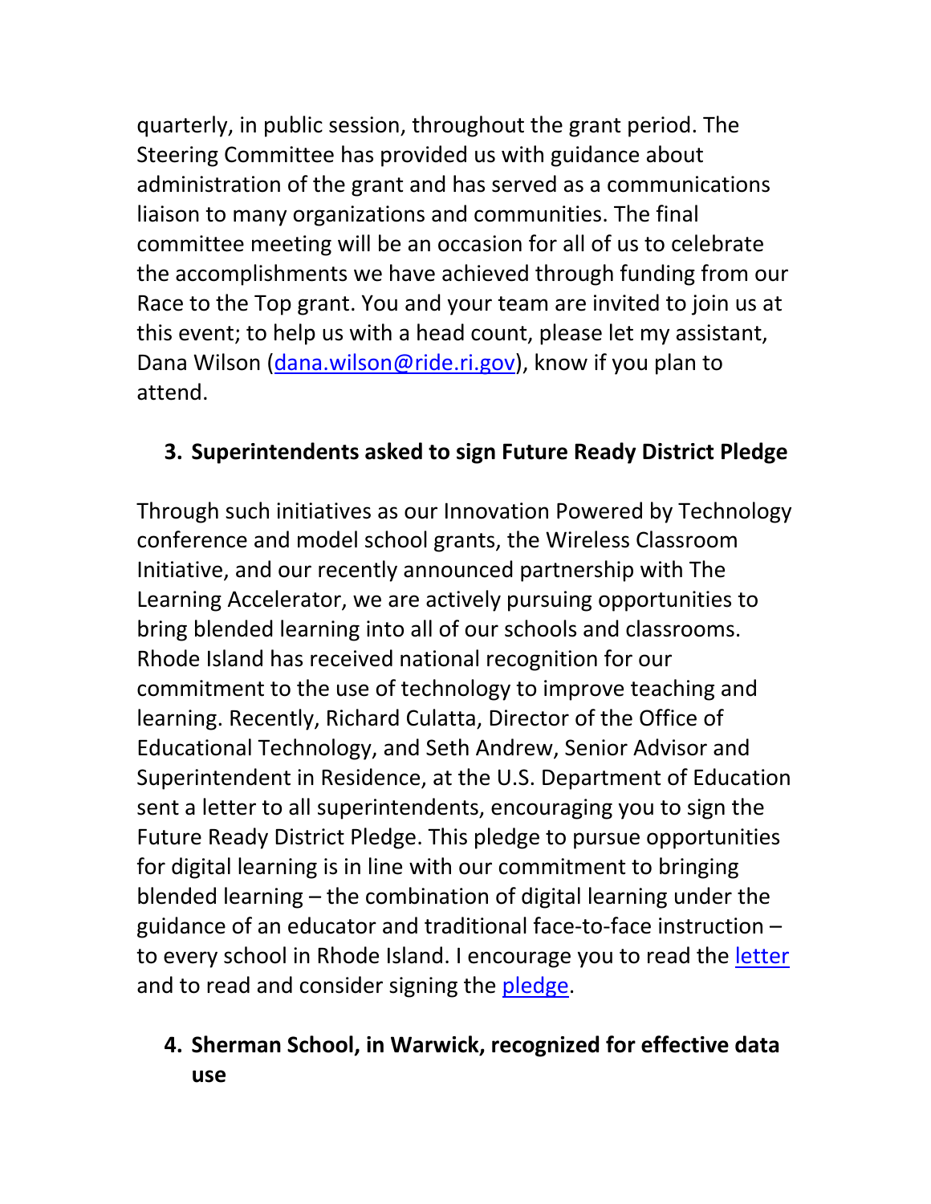quarterly, in public session, throughout the grant period. The Steering Committee has provided us with guidance about administration of the grant and has served as a communications liaison to many organizations and communities. The final committee meeting will be an occasion for all of us to celebrate the accomplishments we have achieved through funding from our Race to the Top grant. You and your team are invited to join us at this event; to help us with a head count, please let my assistant, Dana Wilson (dana.wilson@ride.ri.gov), know if you plan to attend.

3. **Superintendents asked to sign Future Ready District Pledge**

Through such initiatives as our Innovation Powered by Technology conference and model school grants, the Wireless Classroom Initiative, and our recently announced partnership with The Learning Accelerator, we are actively pursuing opportunities to bring blended learning into all of our schools and classrooms. Rhode Island has received national recognition for our commitment to the use of technology to improve teaching and learning. Recently, Richard Culatta, Director of the Office of Educational Technology, and Seth Andrew, Senior Advisor and Superintendent in Residence, at the U.S. Department of Education sent a letter to all superintendents, encouraging you to sign the Future Ready District Pledge. This pledge to pursue opportunities for digital learning is in line with our commitment to bringing blended learning – the combination of digital learning under the guidance of an educator and traditional face-to-face instruction – to every school in Rhode Island. I encourage you to read the letter and to read and consider signing the pledge.

4. **Sherman School, in Warwick, recognized for effective data use**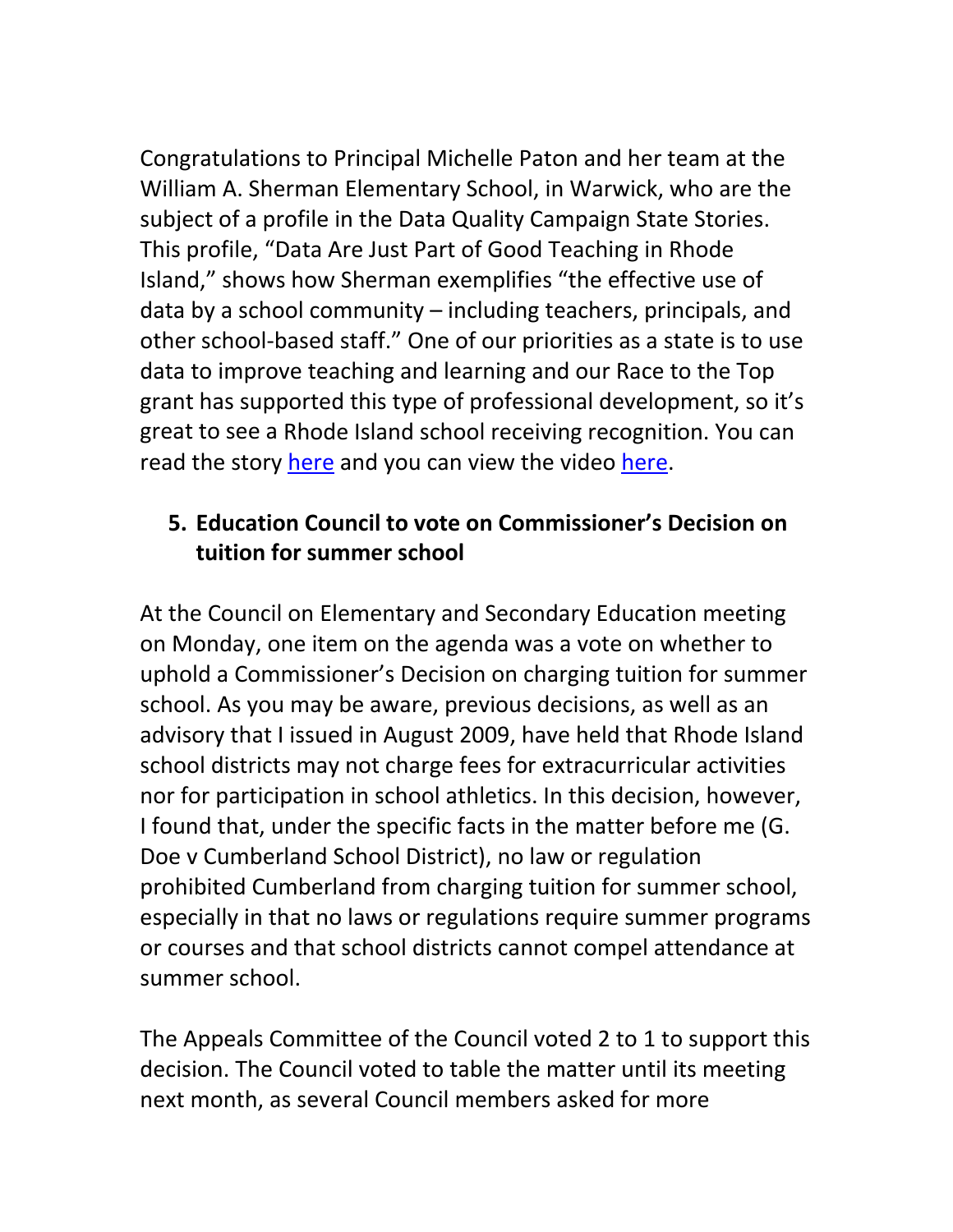Congratulations to Principal Michelle Paton and her team at the William A. Sherman Elementary School, in Warwick, who are the subject of a profile in the Data Quality Campaign State Stories. This profile, "Data Are Just Part of Good Teaching in Rhode Island," shows how Sherman exemplifies "the effective use of data by a school community – including teachers, principals, and other school-based staff." One of our priorities as a state is to use data to improve teaching and learning and our Race to the Top grant has supported this type of professional development, so it's great to see a Rhode Island school receiving recognition. You can read the story here and you can view the video here.

5. **Education Council to vote on Commissioner's Decision on tuition for summer school**

At the Council on Elementary and Secondary Education meeting on Monday, one item on the agenda was a vote on whether to uphold a Commissioner's Decision on charging tuition for summer school. As you may be aware, previous decisions, as well as an advisory that I issued in August 2009, have held that Rhode Island school districts may not charge fees for extracurricular activities nor for participation in school athletics. In this decision, however, I found that, under the specific facts in the matter before me (G. Doe v Cumberland School District), no law or regulation prohibited Cumberland from charging tuition for summer school, especially in that no laws or regulations require summer programs or courses and that school districts cannot compel attendance at summer school.

The Appeals Committee of the Council voted 2 to 1 to support this decision. The Council voted to table the matter until its meeting next month, as several Council members asked for more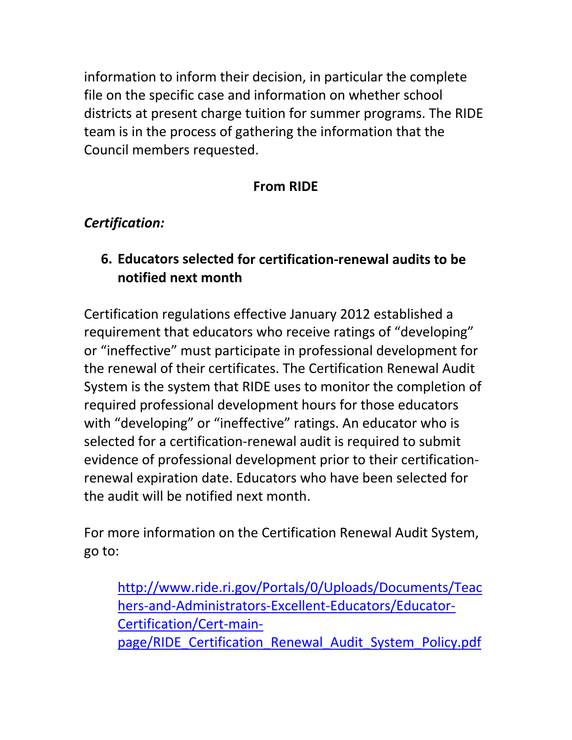information to inform their decision, in particular the complete file on the specific case and information on whether school districts at present charge tuition for summer programs. The RIDE team is in the process of gathering the information that the Council members requested.

**From RIDE**

***Certification:***

6. **Educators selected for certification-renewal audits to be notified next month**

Certification regulations effective January 2012 established a requirement that educators who receive ratings of "developing" or "ineffective" must participate in professional development for the renewal of their certificates. The Certification Renewal Audit System is the system that RIDE uses to monitor the completion of required professional development hours for those educators with "developing" or "ineffective" ratings. An educator who is selected for a certification-renewal audit is required to submit evidence of professional development prior to their certification-renewal expiration date. Educators who have been selected for the audit will be notified next month.

For more information on the Certification Renewal Audit System, go to:

> http://www.ride.ri.gov/Portals/0/Uploads/Documents/Teachers-and-Administrators-Excellent-Educators/Educator-Certification/Cert-main-page/RIDE_Certification_Renewal_Audit_System_Policy.pdf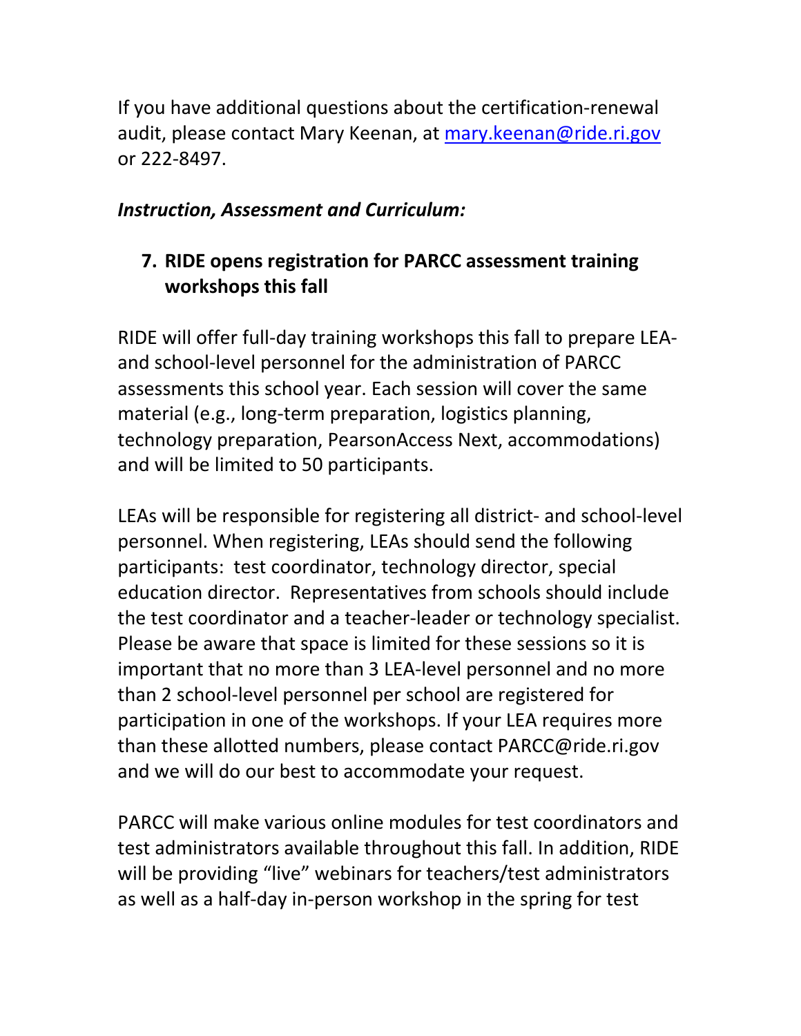If you have additional questions about the certification-renewal audit, please contact Mary Keenan, at [mary.keenan@ride.ri.gov](mailto:mary.keenan@ride.ri.gov) or 222-8497.

***Instruction, Assessment and Curriculum:***

7. **RIDE opens registration for PARCC assessment training workshops this fall**

RIDE will offer full-day training workshops this fall to prepare LEA- and school-level personnel for the administration of PARCC assessments this school year. Each session will cover the same material (e.g., long-term preparation, logistics planning, technology preparation, PearsonAccess Next, accommodations) and will be limited to 50 participants.

LEAs will be responsible for registering all district- and school-level personnel. When registering, LEAs should send the following participants: test coordinator, technology director, special education director. Representatives from schools should include the test coordinator and a teacher-leader or technology specialist. Please be aware that space is limited for these sessions so it is important that no more than 3 LEA-level personnel and no more than 2 school-level personnel per school are registered for participation in one of the workshops. If your LEA requires more than these allotted numbers, please contact PARCC@ride.ri.gov and we will do our best to accommodate your request.

PARCC will make various online modules for test coordinators and test administrators available throughout this fall. In addition, RIDE will be providing "live" webinars for teachers/test administrators as well as a half-day in-person workshop in the spring for test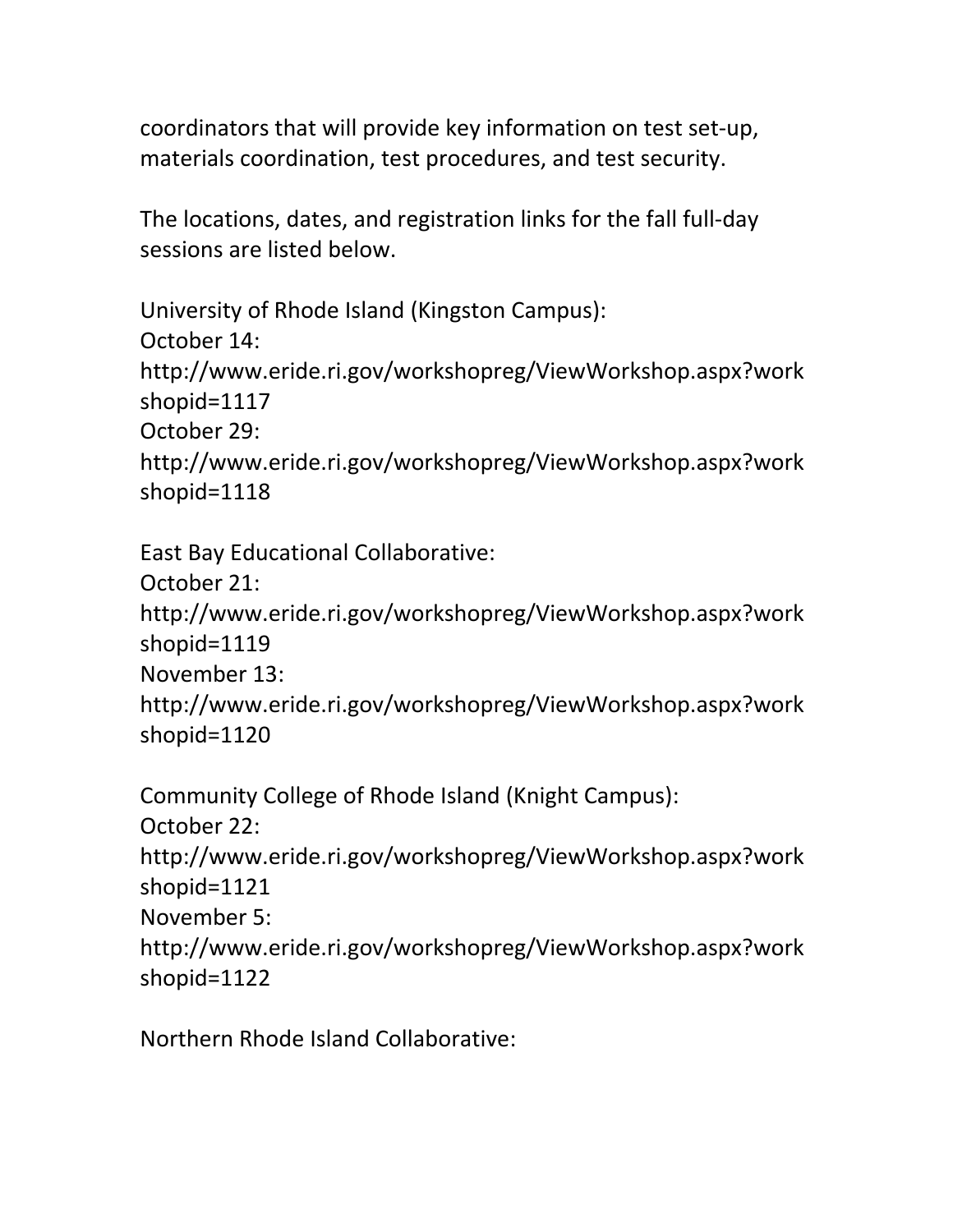coordinators that will provide key information on test set-up, materials coordination, test procedures, and test security.

The locations, dates, and registration links for the fall full-day sessions are listed below.

University of Rhode Island (Kingston Campus):
October 14:
http://www.eride.ri.gov/workshopreg/ViewWorkshop.aspx?workshopid=1117
October 29:
http://www.eride.ri.gov/workshopreg/ViewWorkshop.aspx?workshopid=1118

East Bay Educational Collaborative:
October 21:
http://www.eride.ri.gov/workshopreg/ViewWorkshop.aspx?workshopid=1119
November 13:
http://www.eride.ri.gov/workshopreg/ViewWorkshop.aspx?workshopid=1120

Community College of Rhode Island (Knight Campus):
October 22:
http://www.eride.ri.gov/workshopreg/ViewWorkshop.aspx?workshopid=1121
November 5:
http://www.eride.ri.gov/workshopreg/ViewWorkshop.aspx?workshopid=1122

Northern Rhode Island Collaborative: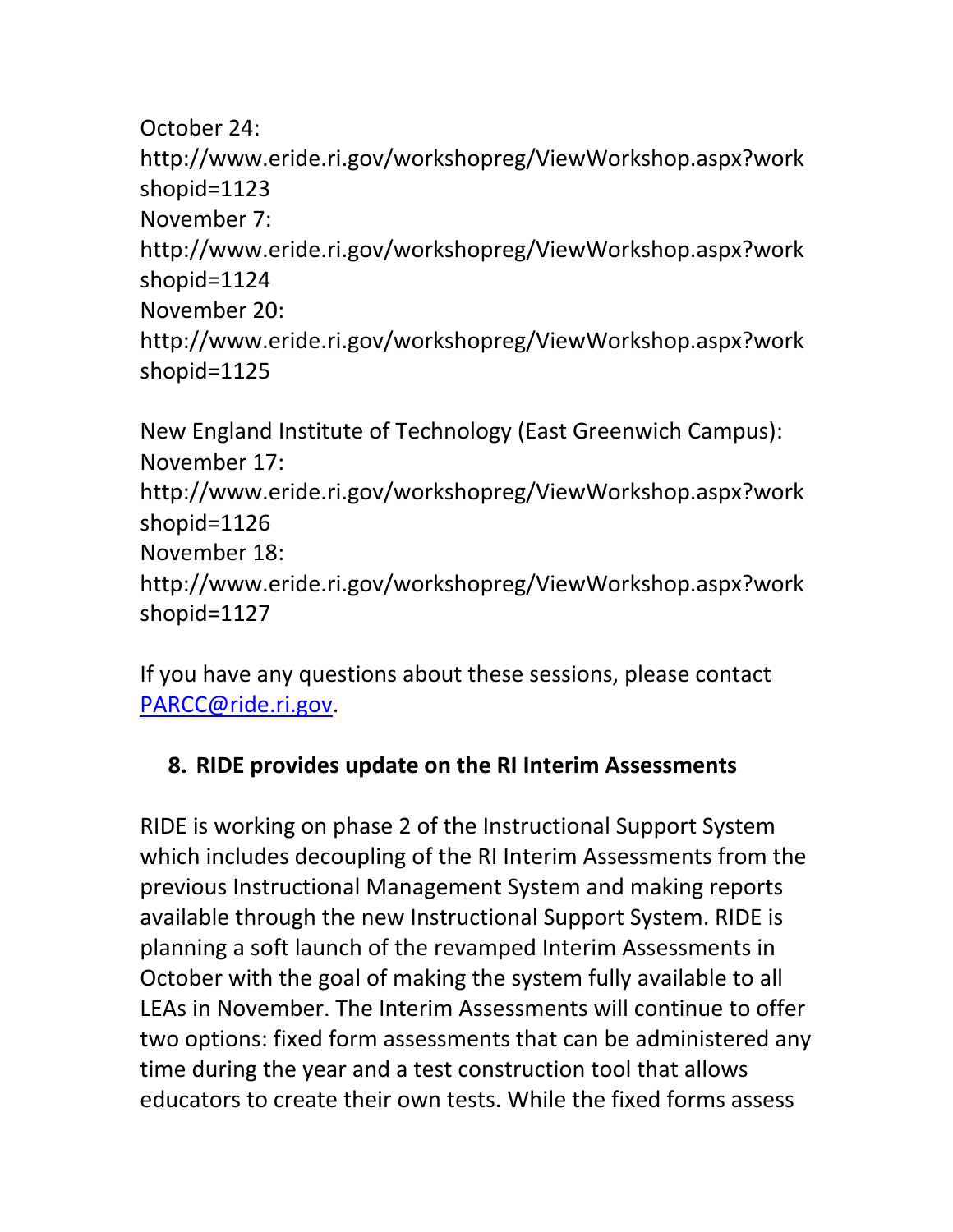October 24:
http://www.eride.ri.gov/workshopreg/ViewWorkshop.aspx?workshopid=1123
November 7:
http://www.eride.ri.gov/workshopreg/ViewWorkshop.aspx?workshopid=1124
November 20:
http://www.eride.ri.gov/workshopreg/ViewWorkshop.aspx?workshopid=1125

New England Institute of Technology (East Greenwich Campus):
November 17:
http://www.eride.ri.gov/workshopreg/ViewWorkshop.aspx?workshopid=1126
November 18:
http://www.eride.ri.gov/workshopreg/ViewWorkshop.aspx?workshopid=1127

If you have any questions about these sessions, please contact PARCC@ride.ri.gov.

## 8. RIDE provides update on the RI Interim Assessments

RIDE is working on phase 2 of the Instructional Support System which includes decoupling of the RI Interim Assessments from the previous Instructional Management System and making reports available through the new Instructional Support System. RIDE is planning a soft launch of the revamped Interim Assessments in October with the goal of making the system fully available to all LEAs in November. The Interim Assessments will continue to offer two options: fixed form assessments that can be administered any time during the year and a test construction tool that allows educators to create their own tests. While the fixed forms assess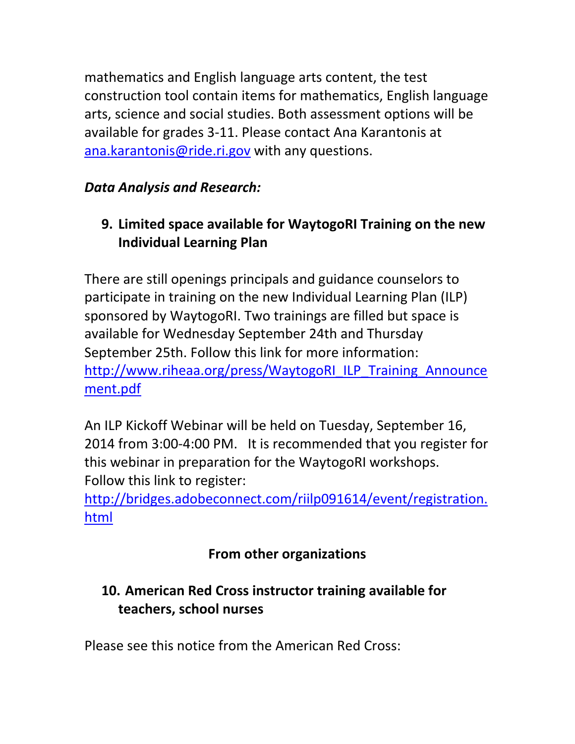mathematics and English language arts content, the test construction tool contain items for mathematics, English language arts, science and social studies. Both assessment options will be available for grades 3-11. Please contact Ana Karantonis at ana.karantonis@ride.ri.gov with any questions.

***Data Analysis and Research:***

### 9. Limited space available for WaytogoRI Training on the new Individual Learning Plan

There are still openings principals and guidance counselors to participate in training on the new Individual Learning Plan (ILP) sponsored by WaytogoRI. Two trainings are filled but space is available for Wednesday September 24th and Thursday September 25th. Follow this link for more information: http://www.riheaa.org/press/WaytogoRI_ILP_Training_Announcement.pdf

An ILP Kickoff Webinar will be held on Tuesday, September 16, 2014 from 3:00-4:00 PM. It is recommended that you register for this webinar in preparation for the WaytogoRI workshops. Follow this link to register: http://bridges.adobeconnect.com/riilp091614/event/registration.html

## From other organizations

### 10. American Red Cross instructor training available for teachers, school nurses

Please see this notice from the American Red Cross: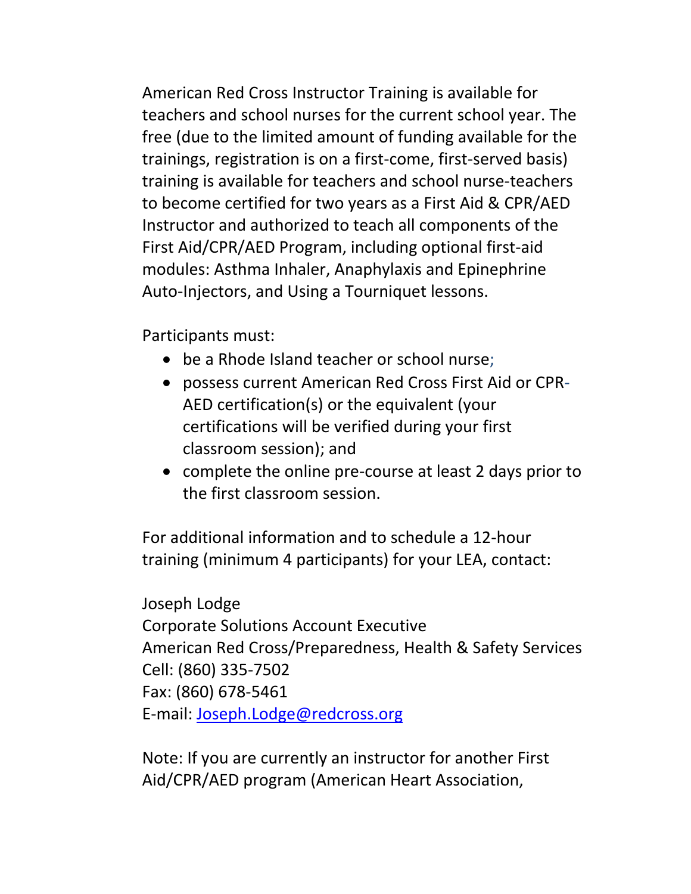American Red Cross Instructor Training is available for teachers and school nurses for the current school year. The free (due to the limited amount of funding available for the trainings, registration is on a first-come, first-served basis) training is available for teachers and school nurse-teachers to become certified for two years as a First Aid & CPR/AED Instructor and authorized to teach all components of the First Aid/CPR/AED Program, including optional first-aid modules: Asthma Inhaler, Anaphylaxis and Epinephrine Auto-Injectors, and Using a Tourniquet lessons.

Participants must:

- be a Rhode Island teacher or school nurse;
- possess current American Red Cross First Aid or CPR-AED certification(s) or the equivalent (your certifications will be verified during your first classroom session); and
- complete the online pre-course at least 2 days prior to the first classroom session.

For additional information and to schedule a 12-hour training (minimum 4 participants) for your LEA, contact:

Joseph Lodge
Corporate Solutions Account Executive
American Red Cross/Preparedness, Health & Safety Services
Cell: (860) 335-7502
Fax: (860) 678-5461
E-mail: [Joseph.Lodge@redcross.org](mailto:Joseph.Lodge@redcross.org)

Note: If you are currently an instructor for another First Aid/CPR/AED program (American Heart Association,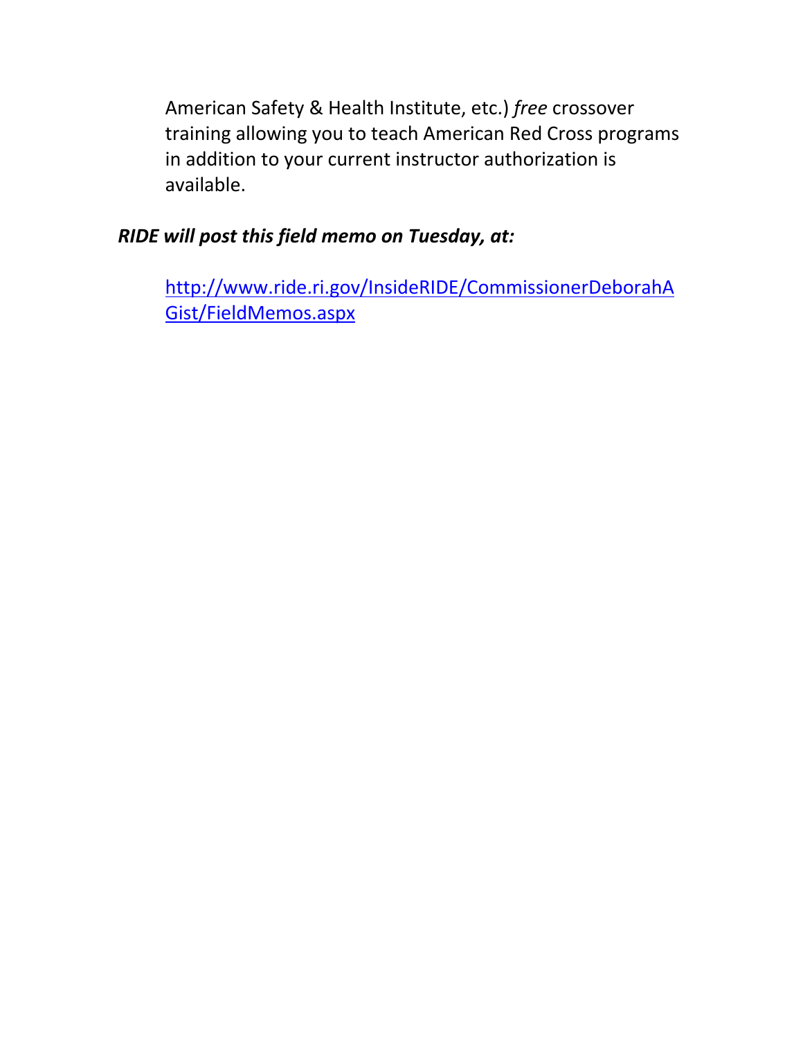American Safety & Health Institute, etc.) *free* crossover training allowing you to teach American Red Cross programs in addition to your current instructor authorization is available.

***RIDE will post this field memo on Tuesday, at:***

[http://www.ride.ri.gov/InsideRIDE/CommissionerDeborahAGist/FieldMemos.aspx](http://www.ride.ri.gov/InsideRIDE/CommissionerDeborahAGist/FieldMemos.aspx)